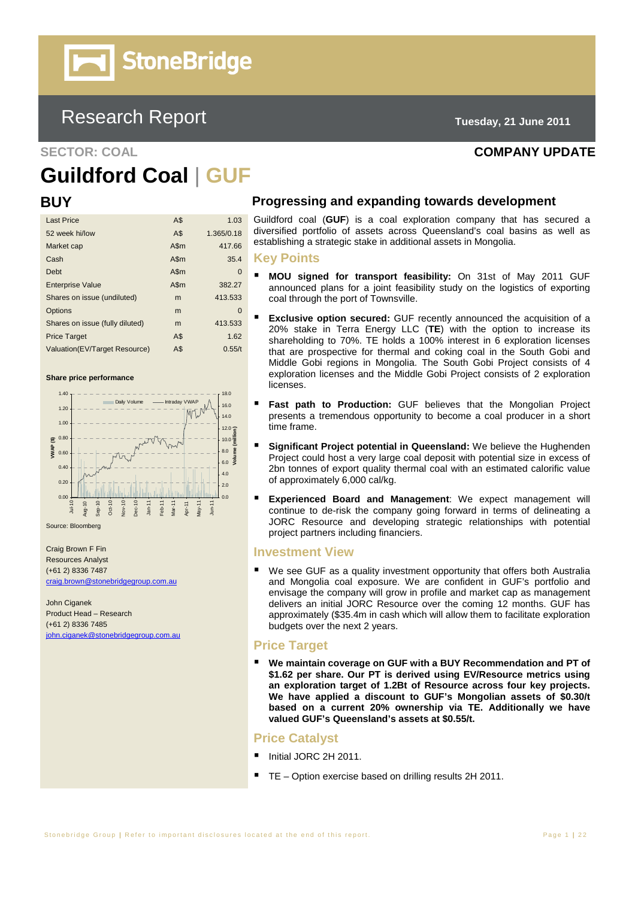# StoneBridge

## Research Report

**Tuesday, 21 June 2011**

**SECTOR: COAL**

**COMPANY UPDATE**

# Guildford Coal | GUF

## BUY

| | | |
|---|---|---|
| Last Price | A$ | 1.03 |
| 52 week hi/low | A$ | 1.365/0.18 |
| Market cap | A$m | 417.66 |
| Cash | A$m | 35.4 |
| Debt | A$m | 0 |
| Enterprise Value | A$m | 382.27 |
| Shares on issue (undiluted) | m | 413.533 |
| Options | m | 0 |
| Shares on issue (fully diluted) | m | 413.533 |
| Price Target | A$ | 1.62 |
| Valuation(EV/Target Resource) | A$ | 0.55/t |

**Share price performance**

Source: Bloomberg

Craig Brown F Fin
Resources Analyst
(+61 2) 8336 7487
craig.brown@stonebridgegroup.com.au

John Ciganek
Product Head – Research
(+61 2) 8336 7485
john.ciganek@stonebridgegroup.com.au

## Progressing and expanding towards development

Guildford coal (**GUF**) is a coal exploration company that has secured a diversified portfolio of assets across Queensland's coal basins as well as establishing a strategic stake in additional assets in Mongolia.

### Key Points

- **MOU signed for transport feasibility:** On 31st of May 2011 GUF announced plans for a joint feasibility study on the logistics of exporting coal through the port of Townsville.
- **Exclusive option secured:** GUF recently announced the acquisition of a 20% stake in Terra Energy LLC (**TE**) with the option to increase its shareholding to 70%. TE holds a 100% interest in 6 exploration licenses that are prospective for thermal and coking coal in the South Gobi and Middle Gobi regions in Mongolia. The South Gobi Project consists of 4 exploration licenses and the Middle Gobi Project consists of 2 exploration licenses.
- **Fast path to Production:** GUF believes that the Mongolian Project presents a tremendous opportunity to become a coal producer in a short time frame.
- **Significant Project potential in Queensland:** We believe the Hughenden Project could host a very large coal deposit with potential size in excess of 2bn tonnes of export quality thermal coal with an estimated calorific value of approximately 6,000 cal/kg.
- **Experienced Board and Management**: We expect management will continue to de-risk the company going forward in terms of delineating a JORC Resource and developing strategic relationships with potential project partners including financiers.

### Investment View

- We see GUF as a quality investment opportunity that offers both Australia and Mongolia coal exposure. We are confident in GUF's portfolio and envisage the company will grow in profile and market cap as management delivers an initial JORC Resource over the coming 12 months. GUF has approximately ($35.4m in cash which will allow them to facilitate exploration budgets over the next 2 years.

### Price Target

- **We maintain coverage on GUF with a BUY Recommendation and PT of $1.62 per share. Our PT is derived using EV/Resource metrics using an exploration target of 1.2Bt of Resource across four key projects. We have applied a discount to GUF's Mongolian assets of $0.30/t based on a current 20% ownership via TE. Additionally we have valued GUF's Queensland's assets at $0.55/t.**

### Price Catalyst

- Initial JORC 2H 2011.
- TE – Option exercise based on drilling results 2H 2011.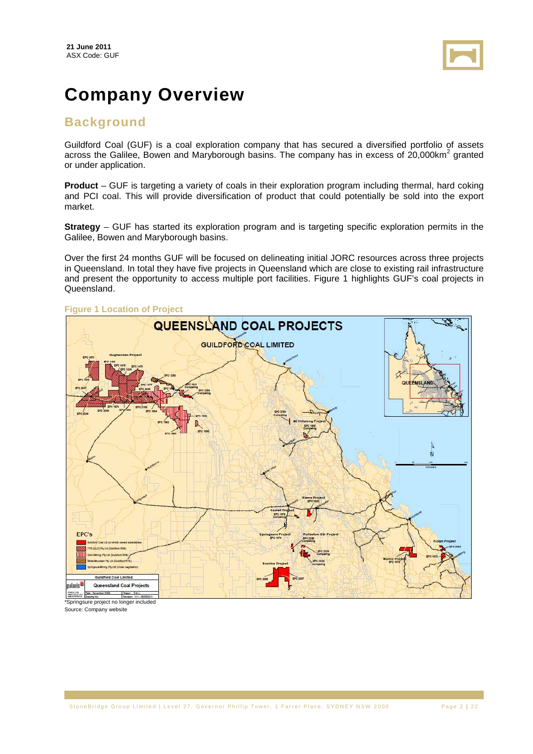21 June 2011
ASX Code: GUF

# Company Overview

## Background

Guildford Coal (GUF) is a coal exploration company that has secured a diversified portfolio of assets across the Galilee, Bowen and Maryborough basins. The company has in excess of 20,000km$^2$ granted or under application.

**Product** – GUF is targeting a variety of coals in their exploration program including thermal, hard coking and PCI coal. This will provide diversification of product that could potentially be sold into the export market.

**Strategy** – GUF has started its exploration program and is targeting specific exploration permits in the Galilee, Bowen and Maryborough basins.

Over the first 24 months GUF will be focused on delineating initial JORC resources across three projects in Queensland. In total they have five projects in Queensland which are close to existing rail infrastructure and present the opportunity to access multiple port facilities. Figure 1 highlights GUF's coal projects in Queensland.

**Figure 1 Location of Project**

*Springsure project no longer included

Source: Company website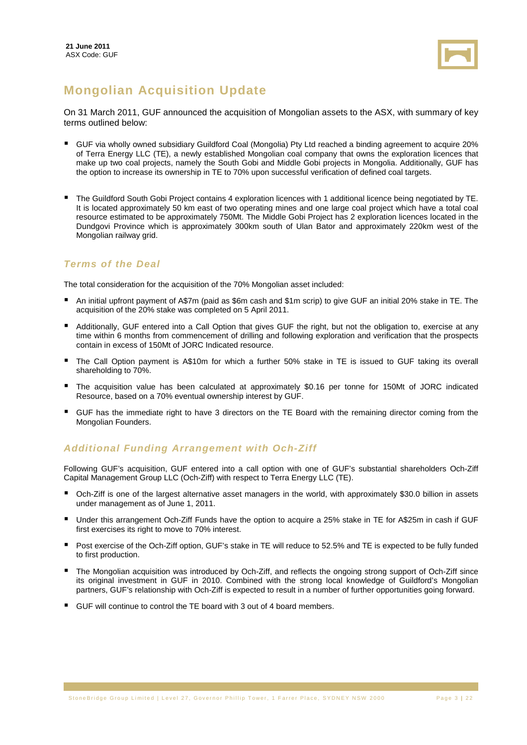**21 June 2011**
ASX Code: GUF

# Mongolian Acquisition Update

On 31 March 2011, GUF announced the acquisition of Mongolian assets to the ASX, with summary of key terms outlined below:

- GUF via wholly owned subsidiary Guildford Coal (Mongolia) Pty Ltd reached a binding agreement to acquire 20% of Terra Energy LLC (TE), a newly established Mongolian coal company that owns the exploration licences that make up two coal projects, namely the South Gobi and Middle Gobi projects in Mongolia. Additionally, GUF has the option to increase its ownership in TE to 70% upon successful verification of defined coal targets.

- The Guildford South Gobi Project contains 4 exploration licences with 1 additional licence being negotiated by TE. It is located approximately 50 km east of two operating mines and one large coal project which have a total coal resource estimated to be approximately 750Mt. The Middle Gobi Project has 2 exploration licences located in the Dundgovi Province which is approximately 300km south of Ulan Bator and approximately 220km west of the Mongolian railway grid.

## *Terms of the Deal*

The total consideration for the acquisition of the 70% Mongolian asset included:

- An initial upfront payment of A$7m (paid as $6m cash and $1m scrip) to give GUF an initial 20% stake in TE. The acquisition of the 20% stake was completed on 5 April 2011.
- Additionally, GUF entered into a Call Option that gives GUF the right, but not the obligation to, exercise at any time within 6 months from commencement of drilling and following exploration and verification that the prospects contain in excess of 150Mt of JORC Indicated resource.
- The Call Option payment is A$10m for which a further 50% stake in TE is issued to GUF taking its overall shareholding to 70%.
- The acquisition value has been calculated at approximately $0.16 per tonne for 150Mt of JORC indicated Resource, based on a 70% eventual ownership interest by GUF.
- GUF has the immediate right to have 3 directors on the TE Board with the remaining director coming from the Mongolian Founders.

## *Additional Funding Arrangement with Och-Ziff*

Following GUF's acquisition, GUF entered into a call option with one of GUF's substantial shareholders Och-Ziff Capital Management Group LLC (Och-Ziff) with respect to Terra Energy LLC (TE).

- Och-Ziff is one of the largest alternative asset managers in the world, with approximately $30.0 billion in assets under management as of June 1, 2011.
- Under this arrangement Och-Ziff Funds have the option to acquire a 25% stake in TE for A$25m in cash if GUF first exercises its right to move to 70% interest.
- Post exercise of the Och-Ziff option, GUF's stake in TE will reduce to 52.5% and TE is expected to be fully funded to first production.
- The Mongolian acquisition was introduced by Och-Ziff, and reflects the ongoing strong support of Och-Ziff since its original investment in GUF in 2010. Combined with the strong local knowledge of Guildford's Mongolian partners, GUF's relationship with Och-Ziff is expected to result in a number of further opportunities going forward.
- GUF will continue to control the TE board with 3 out of 4 board members.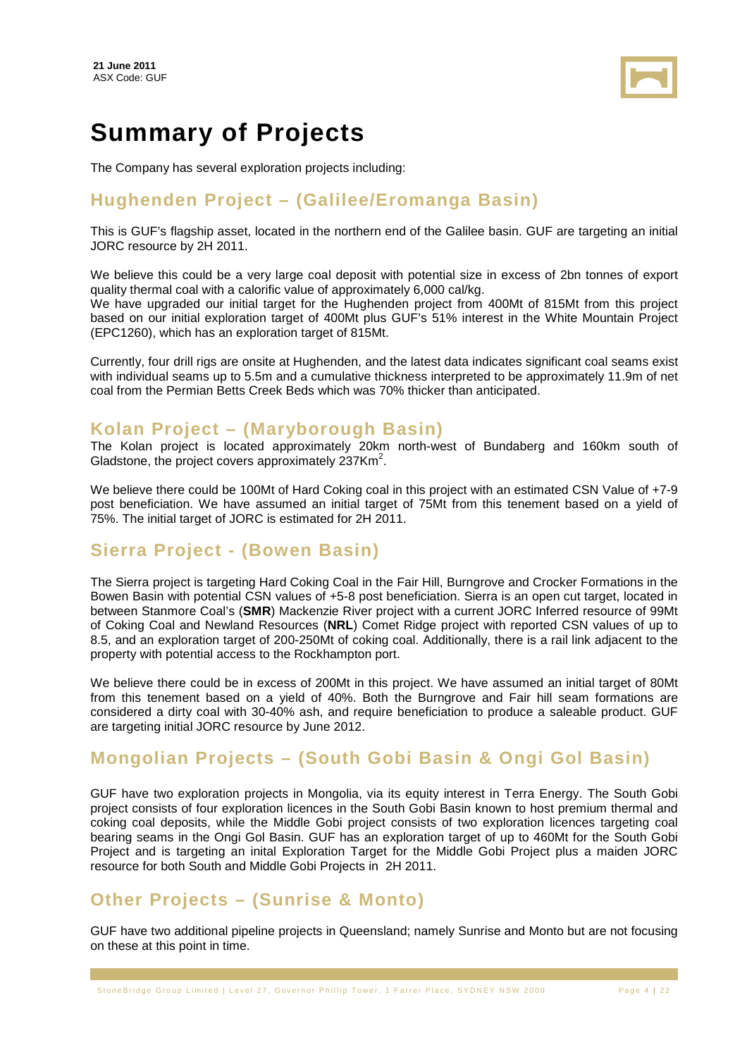21 June 2011
ASX Code: GUF

# Summary of Projects

The Company has several exploration projects including:

## Hughenden Project – (Galilee/Eromanga Basin)

This is GUF's flagship asset, located in the northern end of the Galilee basin. GUF are targeting an initial JORC resource by 2H 2011.

We believe this could be a very large coal deposit with potential size in excess of 2bn tonnes of export quality thermal coal with a calorific value of approximately 6,000 cal/kg.
We have upgraded our initial target for the Hughenden project from 400Mt of 815Mt from this project based on our initial exploration target of 400Mt plus GUF's 51% interest in the White Mountain Project (EPC1260), which has an exploration target of 815Mt.

Currently, four drill rigs are onsite at Hughenden, and the latest data indicates significant coal seams exist with individual seams up to 5.5m and a cumulative thickness interpreted to be approximately 11.9m of net coal from the Permian Betts Creek Beds which was 70% thicker than anticipated.

## Kolan Project – (Maryborough Basin)

The Kolan project is located approximately 20km north-west of Bundaberg and 160km south of Gladstone, the project covers approximately 237Km$^2$.

We believe there could be 100Mt of Hard Coking coal in this project with an estimated CSN Value of +7-9 post beneficiation. We have assumed an initial target of 75Mt from this tenement based on a yield of 75%. The initial target of JORC is estimated for 2H 2011.

## Sierra Project - (Bowen Basin)

The Sierra project is targeting Hard Coking Coal in the Fair Hill, Burngrove and Crocker Formations in the Bowen Basin with potential CSN values of +5-8 post beneficiation. Sierra is an open cut target, located in between Stanmore Coal's (**SMR**) Mackenzie River project with a current JORC Inferred resource of 99Mt of Coking Coal and Newland Resources (**NRL**) Comet Ridge project with reported CSN values of up to 8.5, and an exploration target of 200-250Mt of coking coal. Additionally, there is a rail link adjacent to the property with potential access to the Rockhampton port.

We believe there could be in excess of 200Mt in this project. We have assumed an initial target of 80Mt from this tenement based on a yield of 40%. Both the Burngrove and Fair hill seam formations are considered a dirty coal with 30-40% ash, and require beneficiation to produce a saleable product. GUF are targeting initial JORC resource by June 2012.

## Mongolian Projects – (South Gobi Basin & Ongi Gol Basin)

GUF have two exploration projects in Mongolia, via its equity interest in Terra Energy. The South Gobi project consists of four exploration licences in the South Gobi Basin known to host premium thermal and coking coal deposits, while the Middle Gobi project consists of two exploration licences targeting coal bearing seams in the Ongi Gol Basin. GUF has an exploration target of up to 460Mt for the South Gobi Project and is targeting an inital Exploration Target for the Middle Gobi Project plus a maiden JORC resource for both South and Middle Gobi Projects in 2H 2011.

## Other Projects – (Sunrise & Monto)

GUF have two additional pipeline projects in Queensland; namely Sunrise and Monto but are not focusing on these at this point in time.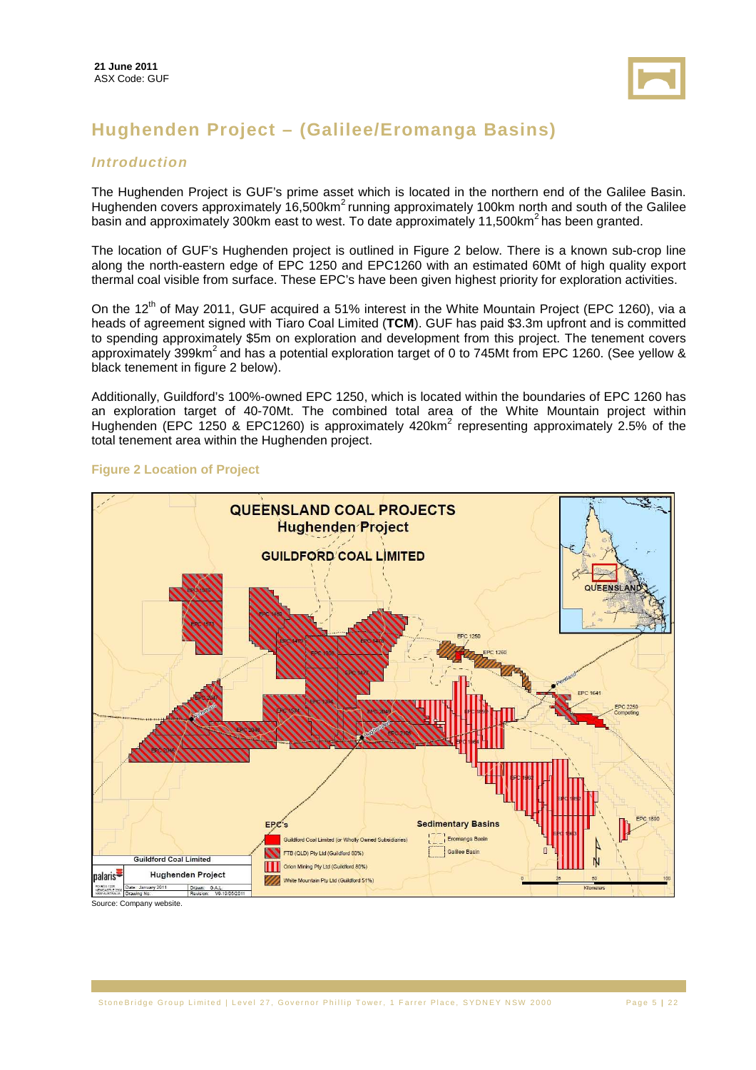**21 June 2011**
ASX Code: GUF

# Hughenden Project – (Galilee/Eromanga Basins)

## *Introduction*

The Hughenden Project is GUF's prime asset which is located in the northern end of the Galilee Basin. Hughenden covers approximately 16,500km$^2$ running approximately 100km north and south of the Galilee basin and approximately 300km east to west. To date approximately 11,500km$^2$ has been granted.

The location of GUF's Hughenden project is outlined in Figure 2 below. There is a known sub-crop line along the north-eastern edge of EPC 1250 and EPC1260 with an estimated 60Mt of high quality export thermal coal visible from surface. These EPC's have been given highest priority for exploration activities.

On the 12th of May 2011, GUF acquired a 51% interest in the White Mountain Project (EPC 1260), via a heads of agreement signed with Tiaro Coal Limited (**TCM**). GUF has paid $3.3m upfront and is committed to spending approximately $5m on exploration and development from this project. The tenement covers approximately 399km$^2$ and has a potential exploration target of 0 to 745Mt from EPC 1260. (See yellow & black tenement in figure 2 below).

Additionally, Guildford's 100%-owned EPC 1250, which is located within the boundaries of EPC 1260 has an exploration target of 40-70Mt. The combined total area of the White Mountain project within Hughenden (EPC 1250 & EPC1260) is approximately 420km$^2$ representing approximately 2.5% of the total tenement area within the Hughenden project.

**Figure 2 Location of Project**

Source: Company website.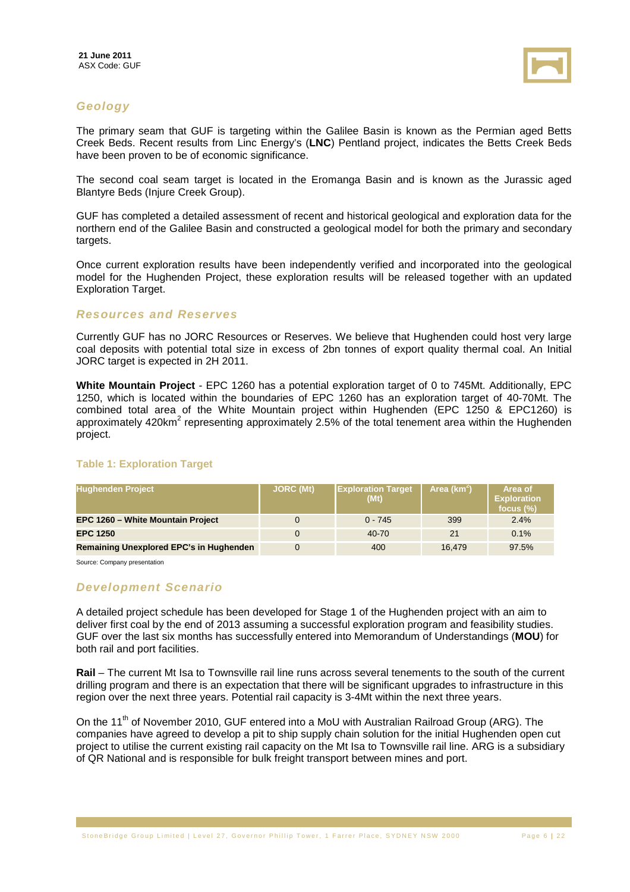## *Geology*

The primary seam that GUF is targeting within the Galilee Basin is known as the Permian aged Betts Creek Beds. Recent results from Linc Energy's (**LNC**) Pentland project, indicates the Betts Creek Beds have been proven to be of economic significance.

The second coal seam target is located in the Eromanga Basin and is known as the Jurassic aged Blantyre Beds (Injure Creek Group).

GUF has completed a detailed assessment of recent and historical geological and exploration data for the northern end of the Galilee Basin and constructed a geological model for both the primary and secondary targets.

Once current exploration results have been independently verified and incorporated into the geological model for the Hughenden Project, these exploration results will be released together with an updated Exploration Target.

## *Resources and Reserves*

Currently GUF has no JORC Resources or Reserves. We believe that Hughenden could host very large coal deposits with potential total size in excess of 2bn tonnes of export quality thermal coal. An Initial JORC target is expected in 2H 2011.

**White Mountain Project** - EPC 1260 has a potential exploration target of 0 to 745Mt. Additionally, EPC 1250, which is located within the boundaries of EPC 1260 has an exploration target of 40-70Mt. The combined total area of the White Mountain project within Hughenden (EPC 1250 & EPC1260) is approximately 420km$^2$ representing approximately 2.5% of the total tenement area within the Hughenden project.

**Table 1: Exploration Target**

| Hughenden Project | JORC (Mt) | Exploration Target (Mt) | Area (km$^2$) | Area of Exploration focus (%) |
|---|---|---|---|---|
| **EPC 1260 – White Mountain Project** | 0 | 0 - 745 | 399 | 2.4% |
| **EPC 1250** | 0 | 40-70 | 21 | 0.1% |
| **Remaining Unexplored EPC's in Hughenden** | 0 | 400 | 16,479 | 97.5% |

Source: Company presentation

## *Development Scenario*

A detailed project schedule has been developed for Stage 1 of the Hughenden project with an aim to deliver first coal by the end of 2013 assuming a successful exploration program and feasibility studies. GUF over the last six months has successfully entered into Memorandum of Understandings (**MOU**) for both rail and port facilities.

**Rail** – The current Mt Isa to Townsville rail line runs across several tenements to the south of the current drilling program and there is an expectation that there will be significant upgrades to infrastructure in this region over the next three years. Potential rail capacity is 3-4Mt within the next three years.

On the 11th of November 2010, GUF entered into a MoU with Australian Railroad Group (ARG). The companies have agreed to develop a pit to ship supply chain solution for the initial Hughenden open cut project to utilise the current existing rail capacity on the Mt Isa to Townsville rail line. ARG is a subsidiary of QR National and is responsible for bulk freight transport between mines and port.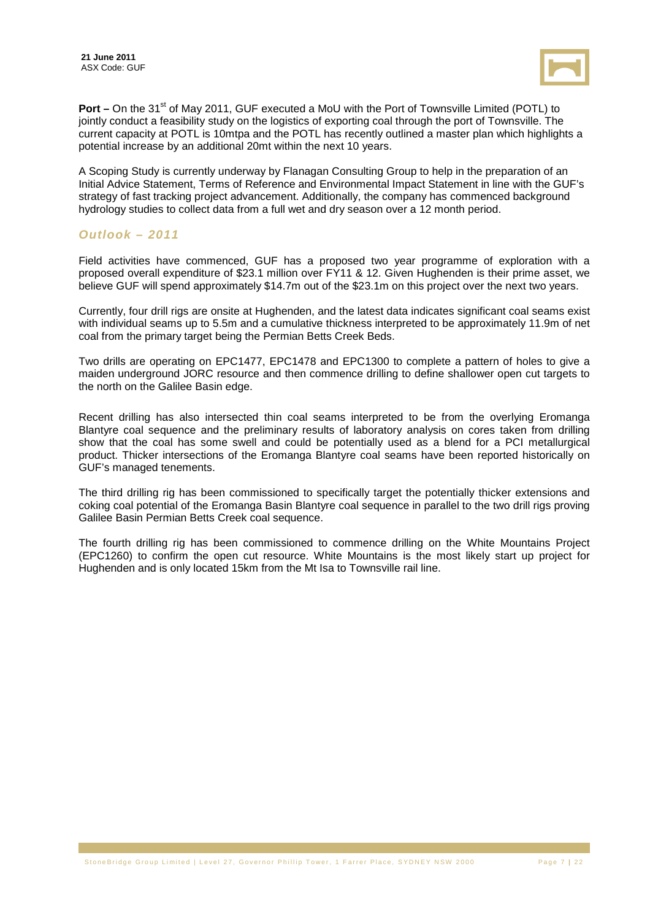**Port –** On the 31st of May 2011, GUF executed a MoU with the Port of Townsville Limited (POTL) to jointly conduct a feasibility study on the logistics of exporting coal through the port of Townsville. The current capacity at POTL is 10mtpa and the POTL has recently outlined a master plan which highlights a potential increase by an additional 20mt within the next 10 years.

A Scoping Study is currently underway by Flanagan Consulting Group to help in the preparation of an Initial Advice Statement, Terms of Reference and Environmental Impact Statement in line with the GUF's strategy of fast tracking project advancement. Additionally, the company has commenced background hydrology studies to collect data from a full wet and dry season over a 12 month period.

## *Outlook – 2011*

Field activities have commenced, GUF has a proposed two year programme of exploration with a proposed overall expenditure of $23.1 million over FY11 & 12. Given Hughenden is their prime asset, we believe GUF will spend approximately $14.7m out of the $23.1m on this project over the next two years.

Currently, four drill rigs are onsite at Hughenden, and the latest data indicates significant coal seams exist with individual seams up to 5.5m and a cumulative thickness interpreted to be approximately 11.9m of net coal from the primary target being the Permian Betts Creek Beds.

Two drills are operating on EPC1477, EPC1478 and EPC1300 to complete a pattern of holes to give a maiden underground JORC resource and then commence drilling to define shallower open cut targets to the north on the Galilee Basin edge.

Recent drilling has also intersected thin coal seams interpreted to be from the overlying Eromanga Blantyre coal sequence and the preliminary results of laboratory analysis on cores taken from drilling show that the coal has some swell and could be potentially used as a blend for a PCI metallurgical product. Thicker intersections of the Eromanga Blantyre coal seams have been reported historically on GUF's managed tenements.

The third drilling rig has been commissioned to specifically target the potentially thicker extensions and coking coal potential of the Eromanga Basin Blantyre coal sequence in parallel to the two drill rigs proving Galilee Basin Permian Betts Creek coal sequence.

The fourth drilling rig has been commissioned to commence drilling on the White Mountains Project (EPC1260) to confirm the open cut resource. White Mountains is the most likely start up project for Hughenden and is only located 15km from the Mt Isa to Townsville rail line.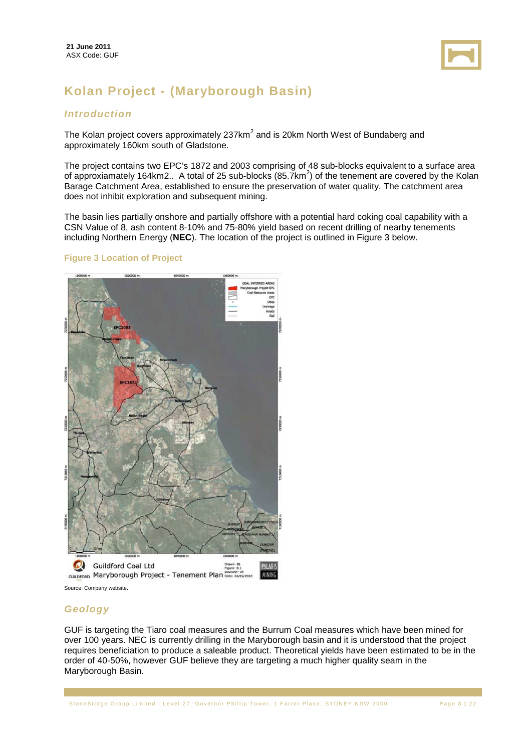# Kolan Project - (Maryborough Basin)

## Introduction

The Kolan project covers approximately 237km$^2$ and is 20km North West of Bundaberg and approximately 160km south of Gladstone.

The project contains two EPC's 1872 and 2003 comprising of 48 sub-blocks equivalent to a surface area of approxiamately 164km2.. A total of 25 sub-blocks (85.7km$^2$) of the tenement are covered by the Kolan Barage Catchment Area, established to ensure the preservation of water quality. The catchment area does not inhibit exploration and subsequent mining.

The basin lies partially onshore and partially offshore with a potential hard coking coal capability with a CSN Value of 8, ash content 8-10% and 75-80% yield based on recent drilling of nearby tenements including Northern Energy (**NEC**). The location of the project is outlined in Figure 3 below.

**Figure 3 Location of Project**

Source: Company website.

## Geology

GUF is targeting the Tiaro coal measures and the Burrum Coal measures which have been mined for over 100 years. NEC is currently drilling in the Maryborough basin and it is understood that the project requires beneficiation to produce a saleable product. Theoretical yields have been estimated to be in the order of 40-50%, however GUF believe they are targeting a much higher quality seam in the Maryborough Basin.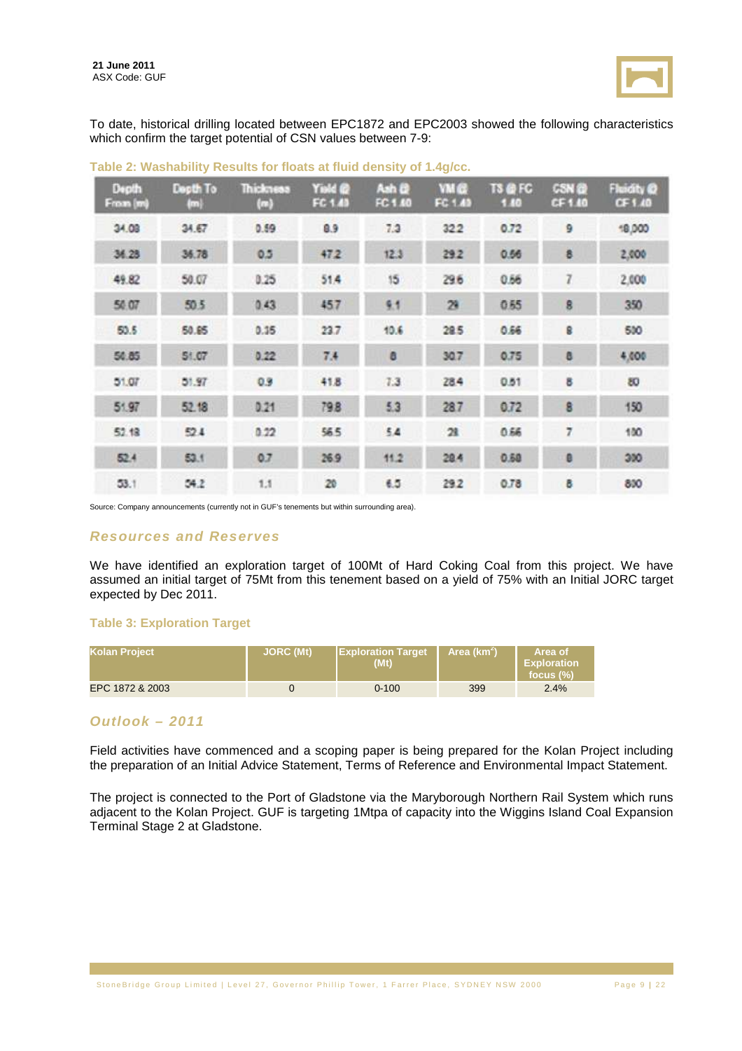To date, historical drilling located between EPC1872 and EPC2003 showed the following characteristics which confirm the target potential of CSN values between 7-9:

**Table 2: Washability Results for floats at fluid density of 1.4g/cc.**

| Depth From (m) | Depth To (m) | Thickness (m) | Yield @ FC 1.40 | Ash @ FC 1.40 | VM @ FC 1.40 | TS @ FC 1.40 | CSN @ CF 1.40 | Fluidity @ CF 1.40 |
|---|---|---|---|---|---|---|---|---|
| 34.08 | 34.67 | 0.59 | 8.9 | 7.3 | 32.2 | 0.72 | 9 | 10,000 |
| 36.28 | 36.78 | 0.5 | 47.2 | 12.3 | 29.2 | 0.56 | 8 | 2,000 |
| 49.82 | 50.07 | 0.25 | 51.4 | 15 | 29.6 | 0.56 | 7 | 2,000 |
| 50.07 | 50.5 | 0.43 | 45.7 | 9.1 | 29 | 0.55 | 8 | 350 |
| 50.5 | 50.85 | 0.35 | 23.7 | 10.6 | 28.5 | 0.66 | 8 | 500 |
| 50.85 | 51.07 | 0.22 | 7.4 | 8 | 30.7 | 0.75 | 8 | 4,000 |
| 51.07 | 51.97 | 0.9 | 41.8 | 7.3 | 28.4 | 0.51 | 8 | 80 |
| 51.97 | 52.18 | 0.21 | 79.8 | 5.3 | 28.7 | 0.72 | 8 | 150 |
| 52.18 | 52.4 | 0.22 | 56.5 | 5.4 | 28 | 0.56 | 7 | 100 |
| 52.4 | 53.1 | 0.7 | 26.9 | 11.2 | 28.4 | 0.60 | 8 | 300 |
| 53.1 | 54.2 | 1.1 | 20 | 6.5 | 29.2 | 0.78 | 8 | 800 |

Source: Company announcements (currently not in GUF's tenements but within surrounding area).

## *Resources and Reserves*

We have identified an exploration target of 100Mt of Hard Coking Coal from this project. We have assumed an initial target of 75Mt from this tenement based on a yield of 75% with an Initial JORC target expected by Dec 2011.

**Table 3: Exploration Target**

| Kolan Project | JORC (Mt) | Exploration Target (Mt) | Area ($km^2$) | Area of Exploration focus (%) |
|---|---|---|---|---|
| EPC 1872 & 2003 | 0 | 0-100 | 399 | 2.4% |

## *Outlook – 2011*

Field activities have commenced and a scoping paper is being prepared for the Kolan Project including the preparation of an Initial Advice Statement, Terms of Reference and Environmental Impact Statement.

The project is connected to the Port of Gladstone via the Maryborough Northern Rail System which runs adjacent to the Kolan Project. GUF is targeting 1Mtpa of capacity into the Wiggins Island Coal Expansion Terminal Stage 2 at Gladstone.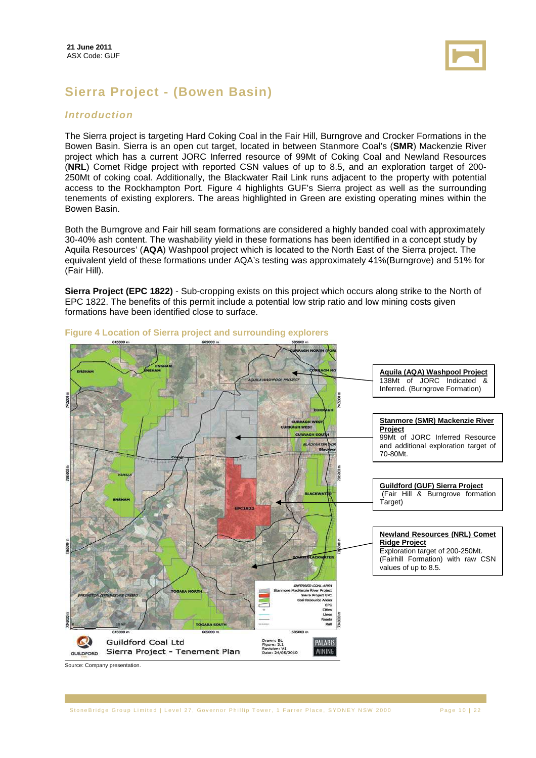**21 June 2011**
ASX Code: GUF

# Sierra Project - (Bowen Basin)

## *Introduction*

The Sierra project is targeting Hard Coking Coal in the Fair Hill, Burngrove and Crocker Formations in the Bowen Basin. Sierra is an open cut target, located in between Stanmore Coal's (**SMR**) Mackenzie River project which has a current JORC Inferred resource of 99Mt of Coking Coal and Newland Resources (**NRL**) Comet Ridge project with reported CSN values of up to 8.5, and an exploration target of 200-250Mt of coking coal. Additionally, the Blackwater Rail Link runs adjacent to the property with potential access to the Rockhampton Port. Figure 4 highlights GUF's Sierra project as well as the surrounding tenements of existing explorers. The areas highlighted in Green are existing operating mines within the Bowen Basin.

Both the Burngrove and Fair hill seam formations are considered a highly banded coal with approximately 30-40% ash content. The washability yield in these formations has been identified in a concept study by Aquila Resources' (**AQA**) Washpool project which is located to the North East of the Sierra project. The equivalent yield of these formations under AQA's testing was approximately 41%(Burngrove) and 51% for (Fair Hill).

**Sierra Project (EPC 1822)** - Sub-cropping exists on this project which occurs along strike to the North of EPC 1822. The benefits of this permit include a potential low strip ratio and low mining costs given formations have been identified close to surface.

**Figure 4 Location of Sierra project and surrounding explorers**

**Aquila (AQA) Washpool Project**
138Mt of JORC Indicated & Inferred. (Burngrove Formation)

**Stanmore (SMR) Mackenzie River Project**
99Mt of JORC Inferred Resource and additional exploration target of 70-80Mt.

**Guildford (GUF) Sierra Project**
(Fair Hill & Burngrove formation Target)

**Newland Resources (NRL) Comet Ridge Project**
Exploration target of 200-250Mt. (Fairhill Formation) with raw CSN values of up to 8.5.

Guildford Coal Ltd
Sierra Project - Tenement Plan

Source: Company presentation.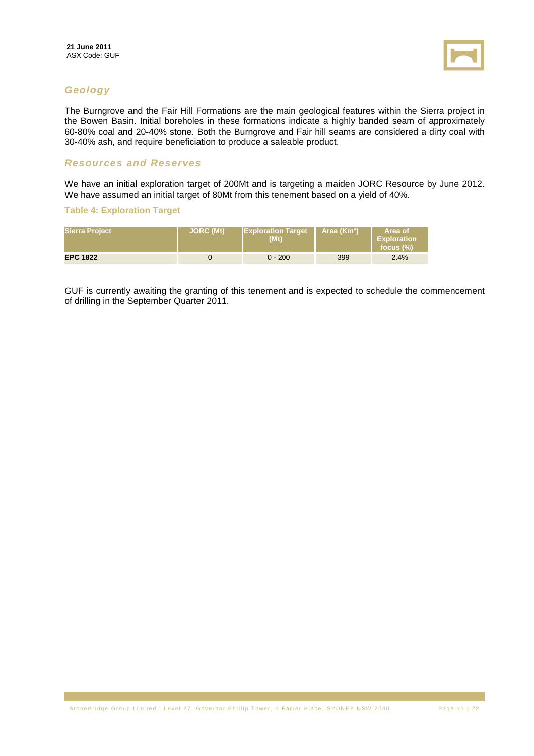## Geology

The Burngrove and the Fair Hill Formations are the main geological features within the Sierra project in the Bowen Basin. Initial boreholes in these formations indicate a highly banded seam of approximately 60-80% coal and 20-40% stone. Both the Burngrove and Fair hill seams are considered a dirty coal with 30-40% ash, and require beneficiation to produce a saleable product.

## Resources and Reserves

We have an initial exploration target of 200Mt and is targeting a maiden JORC Resource by June 2012. We have assumed an initial target of 80Mt from this tenement based on a yield of 40%.

**Table 4: Exploration Target**

| Sierra Project | JORC (Mt) | Exploration Target (Mt) | Area ($Km^2$) | Area of Exploration focus (%) |
|---|---|---|---|---|
| **EPC 1822** | 0 | 0 - 200 | 399 | 2.4% |

GUF is currently awaiting the granting of this tenement and is expected to schedule the commencement of drilling in the September Quarter 2011.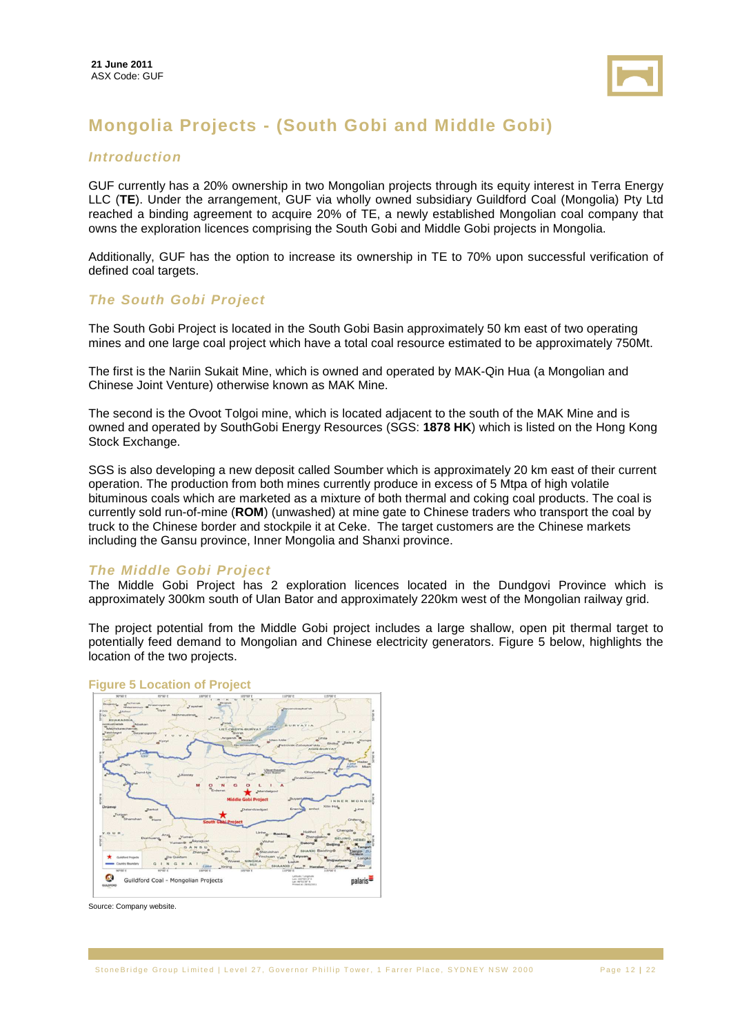# Mongolia Projects - (South Gobi and Middle Gobi)

## Introduction

GUF currently has a 20% ownership in two Mongolian projects through its equity interest in Terra Energy LLC (**TE**). Under the arrangement, GUF via wholly owned subsidiary Guildford Coal (Mongolia) Pty Ltd reached a binding agreement to acquire 20% of TE, a newly established Mongolian coal company that owns the exploration licences comprising the South Gobi and Middle Gobi projects in Mongolia.

Additionally, GUF has the option to increase its ownership in TE to 70% upon successful verification of defined coal targets.

## The South Gobi Project

The South Gobi Project is located in the South Gobi Basin approximately 50 km east of two operating mines and one large coal project which have a total coal resource estimated to be approximately 750Mt.

The first is the Nariin Sukait Mine, which is owned and operated by MAK-Qin Hua (a Mongolian and Chinese Joint Venture) otherwise known as MAK Mine.

The second is the Ovoot Tolgoi mine, which is located adjacent to the south of the MAK Mine and is owned and operated by SouthGobi Energy Resources (SGS: **1878 HK**) which is listed on the Hong Kong Stock Exchange.

SGS is also developing a new deposit called Soumber which is approximately 20 km east of their current operation. The production from both mines currently produce in excess of 5 Mtpa of high volatile bituminous coals which are marketed as a mixture of both thermal and coking coal products. The coal is currently sold run-of-mine (**ROM**) (unwashed) at mine gate to Chinese traders who transport the coal by truck to the Chinese border and stockpile it at Ceke. The target customers are the Chinese markets including the Gansu province, Inner Mongolia and Shanxi province.

## The Middle Gobi Project

The Middle Gobi Project has 2 exploration licences located in the Dundgovi Province which is approximately 300km south of Ulan Bator and approximately 220km west of the Mongolian railway grid.

The project potential from the Middle Gobi project includes a large shallow, open pit thermal target to potentially feed demand to Mongolian and Chinese electricity generators. Figure 5 below, highlights the location of the two projects.

**Figure 5 Location of Project**

Source: Company website.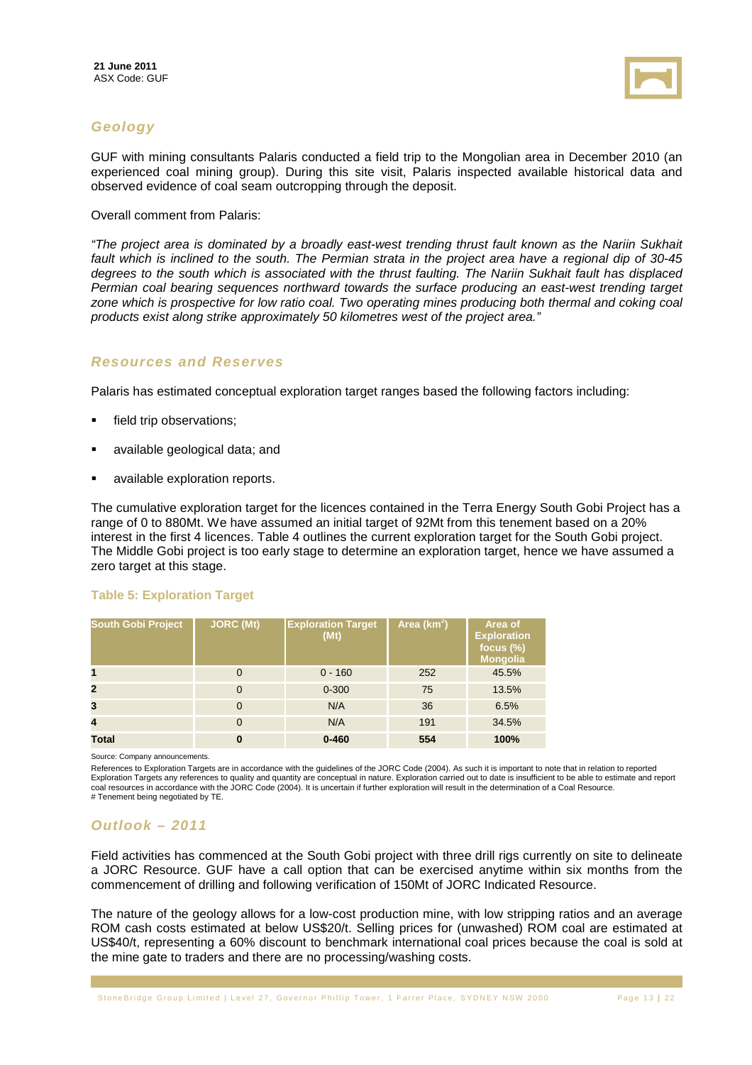## *Geology*

GUF with mining consultants Palaris conducted a field trip to the Mongolian area in December 2010 (an experienced coal mining group). During this site visit, Palaris inspected available historical data and observed evidence of coal seam outcropping through the deposit.

Overall comment from Palaris:

*"The project area is dominated by a broadly east-west trending thrust fault known as the Nariin Sukhait fault which is inclined to the south. The Permian strata in the project area have a regional dip of 30-45 degrees to the south which is associated with the thrust faulting. The Nariin Sukhait fault has displaced Permian coal bearing sequences northward towards the surface producing an east-west trending target zone which is prospective for low ratio coal. Two operating mines producing both thermal and coking coal products exist along strike approximately 50 kilometres west of the project area."*

## *Resources and Reserves*

Palaris has estimated conceptual exploration target ranges based the following factors including:

- field trip observations;
- available geological data; and
- available exploration reports.

The cumulative exploration target for the licences contained in the Terra Energy South Gobi Project has a range of 0 to 880Mt. We have assumed an initial target of 92Mt from this tenement based on a 20% interest in the first 4 licences. Table 4 outlines the current exploration target for the South Gobi project. The Middle Gobi project is too early stage to determine an exploration target, hence we have assumed a zero target at this stage.

**Table 5: Exploration Target**

| South Gobi Project | JORC (Mt) | Exploration Target (Mt) | Area (km$^2$) | Area of Exploration focus (%) Mongolia |
|---|---|---|---|---|
| **1** | 0 | 0 - 160 | 252 | 45.5% |
| **2** | 0 | 0-300 | 75 | 13.5% |
| **3** | 0 | N/A | 36 | 6.5% |
| **4** | 0 | N/A | 191 | 34.5% |
| **Total** | **0** | **0-460** | **554** | **100%** |

Source: Company announcements.

References to Exploration Targets are in accordance with the guidelines of the JORC Code (2004). As such it is important to note that in relation to reported Exploration Targets any references to quality and quantity are conceptual in nature. Exploration carried out to date is insufficient to be able to estimate and report coal resources in accordance with the JORC Code (2004). It is uncertain if further exploration will result in the determination of a Coal Resource.
# Tenement being negotiated by TE.

## *Outlook – 2011*

Field activities has commenced at the South Gobi project with three drill rigs currently on site to delineate a JORC Resource. GUF have a call option that can be exercised anytime within six months from the commencement of drilling and following verification of 150Mt of JORC Indicated Resource.

The nature of the geology allows for a low-cost production mine, with low stripping ratios and an average ROM cash costs estimated at below US$20/t. Selling prices for (unwashed) ROM coal are estimated at US$40/t, representing a 60% discount to benchmark international coal prices because the coal is sold at the mine gate to traders and there are no processing/washing costs.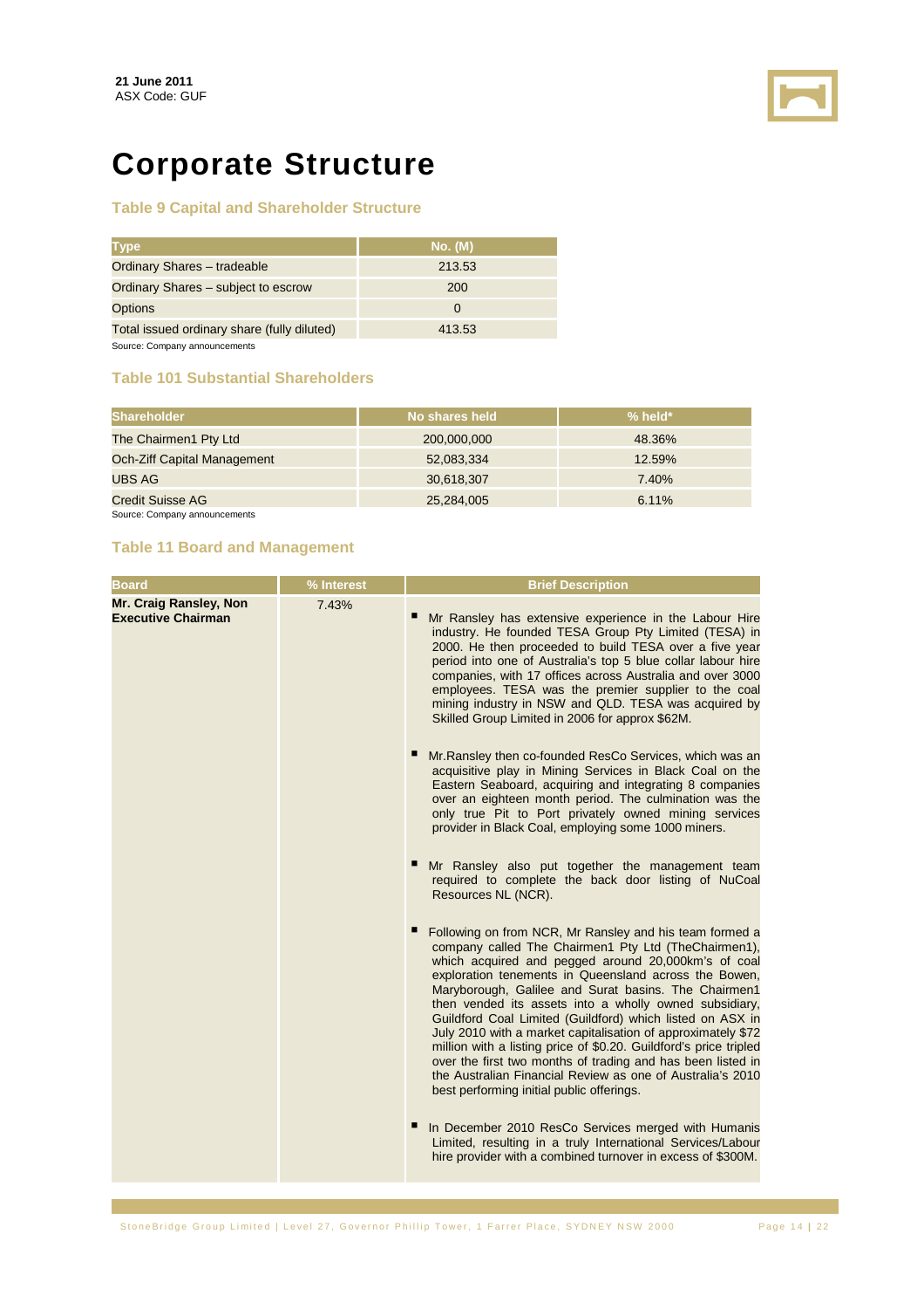**21 June 2011**
ASX Code: GUF

# Corporate Structure

### Table 9 Capital and Shareholder Structure

| Type | No. (M) |
|---|---|
| Ordinary Shares – tradeable | 213.53 |
| Ordinary Shares – subject to escrow | 200 |
| Options | 0 |
| Total issued ordinary share (fully diluted) | 413.53 |

Source: Company announcements

### Table 101 Substantial Shareholders

| Shareholder | No shares held | % held* |
|---|---|---|
| The Chairmen1 Pty Ltd | 200,000,000 | 48.36% |
| Och-Ziff Capital Management | 52,083,334 | 12.59% |
| UBS AG | 30,618,307 | 7.40% |
| Credit Suisse AG | 25,284,005 | 6.11% |

Source: Company announcements

### Table 11 Board and Management

| Board | % Interest | Brief Description |
|---|---|---|
| **Mr. Craig Ransley, Non Executive Chairman** | 7.43% | ▪ Mr Ransley has extensive experience in the Labour Hire industry. He founded TESA Group Pty Limited (TESA) in 2000. He then proceeded to build TESA over a five year period into one of Australia's top 5 blue collar labour hire companies, with 17 offices across Australia and over 3000 employees. TESA was the premier supplier to the coal mining industry in NSW and QLD. TESA was acquired by Skilled Group Limited in 2006 for approx $62M.<br><br>▪ Mr.Ransley then co-founded ResCo Services, which was an acquisitive play in Mining Services in Black Coal on the Eastern Seaboard, acquiring and integrating 8 companies over an eighteen month period. The culmination was the only true Pit to Port privately owned mining services provider in Black Coal, employing some 1000 miners.<br><br>▪ Mr Ransley also put together the management team required to complete the back door listing of NuCoal Resources NL (NCR).<br><br>▪ Following on from NCR, Mr Ransley and his team formed a company called The Chairmen1 Pty Ltd (TheChairmen1), which acquired and pegged around 20,000km's of coal exploration tenements in Queensland across the Bowen, Maryborough, Galilee and Surat basins. The Chairmen1 then vended its assets into a wholly owned subsidiary, Guildford Coal Limited (Guildford) which listed on ASX in July 2010 with a market capitalisation of approximately $72 million with a listing price of $0.20. Guildford's price tripled over the first two months of trading and has been listed in the Australian Financial Review as one of Australia's 2010 best performing initial public offerings.<br><br>▪ In December 2010 ResCo Services merged with Humanis Limited, resulting in a truly International Services/Labour hire provider with a combined turnover in excess of $300M. |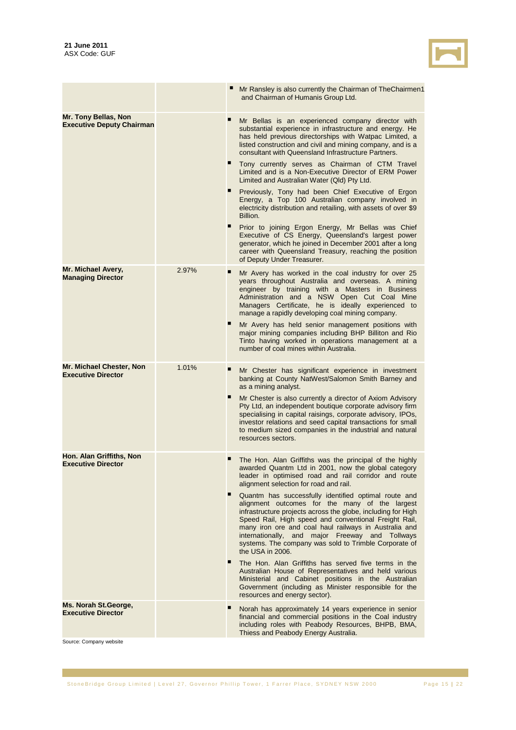| | | |
|---|---|---|
| | | ▪ Mr Ransley is also currently the Chairman of TheChairmen1 and Chairman of Humanis Group Ltd. |
| **Mr. Tony Bellas, Non Executive Deputy Chairman** | | ▪ Mr Bellas is an experienced company director with substantial experience in infrastructure and energy. He has held previous directorships with Watpac Limited, a listed construction and civil and mining company, and is a consultant with Queensland Infrastructure Partners.<br>▪ Tony currently serves as Chairman of CTM Travel Limited and is a Non-Executive Director of ERM Power Limited and Australian Water (Qld) Pty Ltd.<br>▪ Previously, Tony had been Chief Executive of Ergon Energy, a Top 100 Australian company involved in electricity distribution and retailing, with assets of over $9 Billion.<br>▪ Prior to joining Ergon Energy, Mr Bellas was Chief Executive of CS Energy, Queensland's largest power generator, which he joined in December 2001 after a long career with Queensland Treasury, reaching the position of Deputy Under Treasurer. |
| **Mr. Michael Avery, Managing Director** | 2.97% | ▪ Mr Avery has worked in the coal industry for over 25 years throughout Australia and overseas. A mining engineer by training with a Masters in Business Administration and a NSW Open Cut Coal Mine Managers Certificate, he is ideally experienced to manage a rapidly developing coal mining company.<br>▪ Mr Avery has held senior management positions with major mining companies including BHP Billiton and Rio Tinto having worked in operations management at a number of coal mines within Australia. |
| **Mr. Michael Chester, Non Executive Director** | 1.01% | ▪ Mr Chester has significant experience in investment banking at County NatWest/Salomon Smith Barney and as a mining analyst.<br>▪ Mr Chester is also currently a director of Axiom Advisory Pty Ltd, an independent boutique corporate advisory firm specialising in capital raisings, corporate advisory, IPOs, investor relations and seed capital transactions for small to medium sized companies in the industrial and natural resources sectors. |
| **Hon. Alan Griffiths, Non Executive Director** | | ▪ The Hon. Alan Griffiths was the principal of the highly awarded Quantm Ltd in 2001, now the global category leader in optimised road and rail corridor and route alignment selection for road and rail.<br>▪ Quantm has successfully identified optimal route and alignment outcomes for the many of the largest infrastructure projects across the globe, including for High Speed Rail, High speed and conventional Freight Rail, many iron ore and coal haul railways in Australia and internationally, and major Freeway and Tollways systems. The company was sold to Trimble Corporate of the USA in 2006.<br>▪ The Hon. Alan Griffiths has served five terms in the Australian House of Representatives and held various Ministerial and Cabinet positions in the Australian Government (including as Minister responsible for the resources and energy sector). |
| **Ms. Norah St.George, Executive Director** | | ▪ Norah has approximately 14 years experience in senior financial and commercial positions in the Coal industry including roles with Peabody Resources, BHPB, BMA, Thiess and Peabody Energy Australia. |

Source: Company website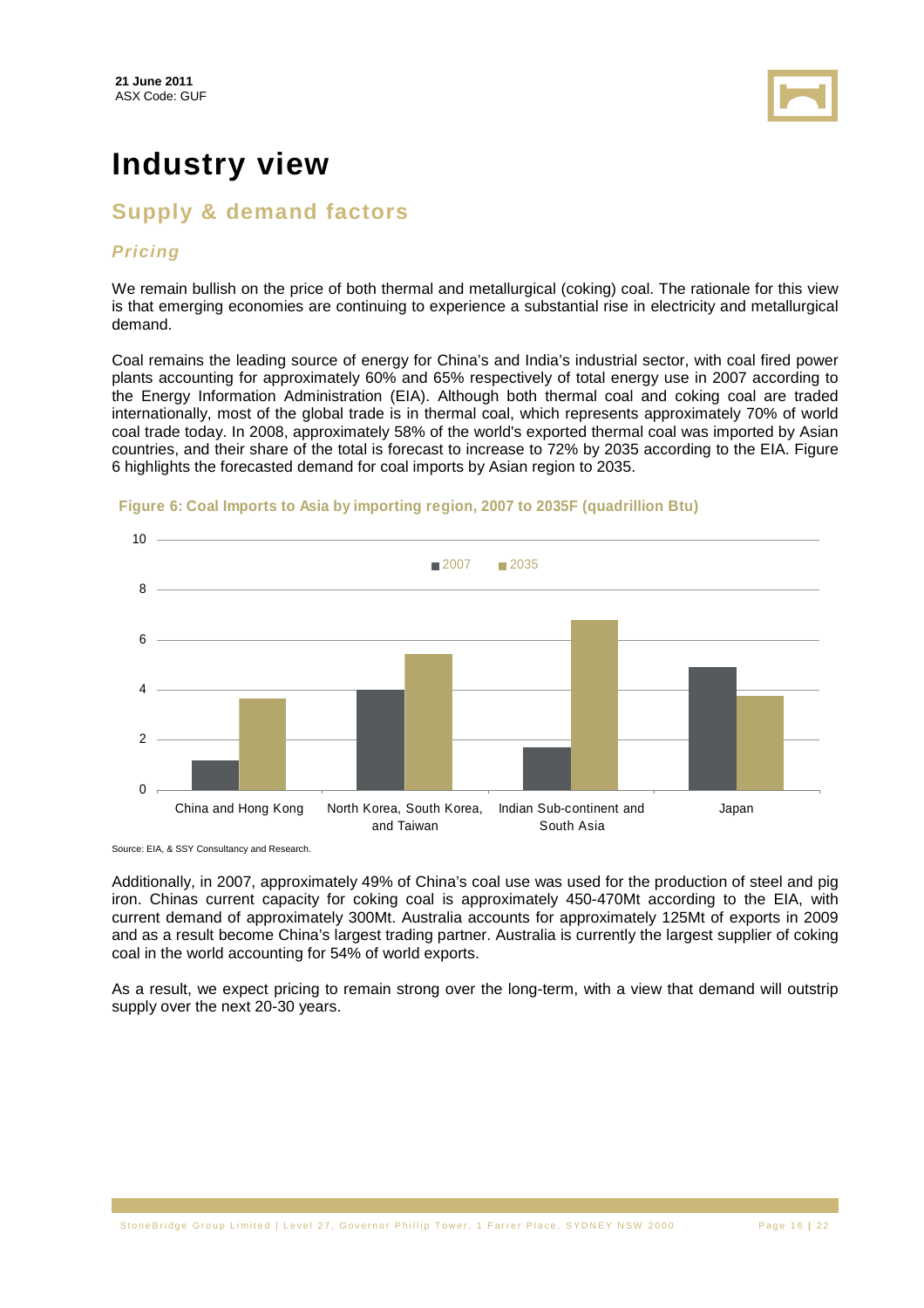**21 June 2011**
ASX Code: GUF

# Industry view

## Supply & demand factors

### *Pricing*

We remain bullish on the price of both thermal and metallurgical (coking) coal. The rationale for this view is that emerging economies are continuing to experience a substantial rise in electricity and metallurgical demand.

Coal remains the leading source of energy for China's and India's industrial sector, with coal fired power plants accounting for approximately 60% and 65% respectively of total energy use in 2007 according to the Energy Information Administration (EIA). Although both thermal coal and coking coal are traded internationally, most of the global trade is in thermal coal, which represents approximately 70% of world coal trade today. In 2008, approximately 58% of the world's exported thermal coal was imported by Asian countries, and their share of the total is forecast to increase to 72% by 2035 according to the EIA. Figure 6 highlights the forecasted demand for coal imports by Asian region to 2035.

**Figure 6: Coal Imports to Asia by importing region, 2007 to 2035F (quadrillion Btu)**

Source: EIA, & SSY Consultancy and Research.

Additionally, in 2007, approximately 49% of China's coal use was used for the production of steel and pig iron. Chinas current capacity for coking coal is approximately 450-470Mt according to the EIA, with current demand of approximately 300Mt. Australia accounts for approximately 125Mt of exports in 2009 and as a result become China's largest trading partner. Australia is currently the largest supplier of coking coal in the world accounting for 54% of world exports.

As a result, we expect pricing to remain strong over the long-term, with a view that demand will outstrip supply over the next 20-30 years.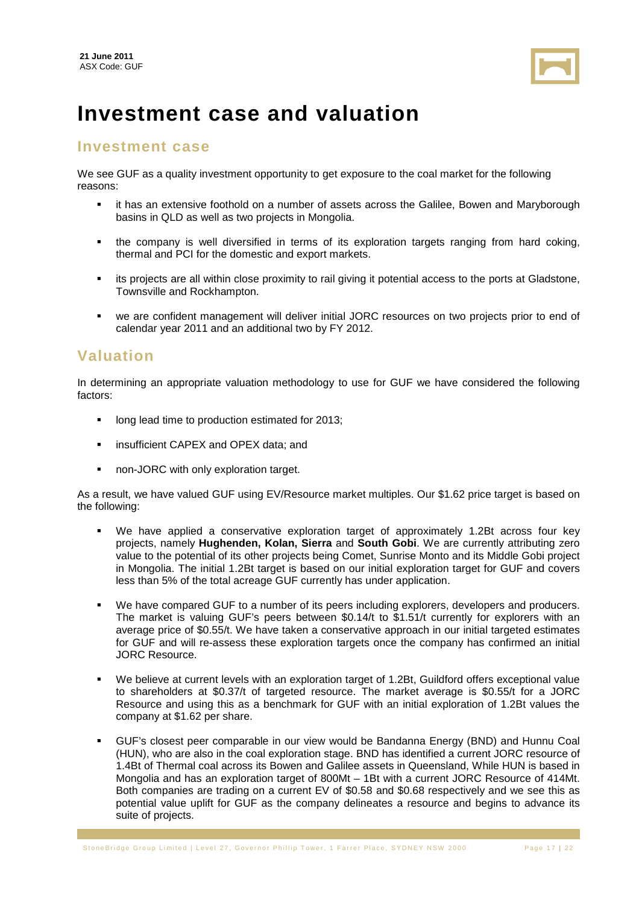**21 June 2011**
ASX Code: GUF

# Investment case and valuation

## Investment case

We see GUF as a quality investment opportunity to get exposure to the coal market for the following reasons:

- it has an extensive foothold on a number of assets across the Galilee, Bowen and Maryborough basins in QLD as well as two projects in Mongolia.
- the company is well diversified in terms of its exploration targets ranging from hard coking, thermal and PCI for the domestic and export markets.
- its projects are all within close proximity to rail giving it potential access to the ports at Gladstone, Townsville and Rockhampton.
- we are confident management will deliver initial JORC resources on two projects prior to end of calendar year 2011 and an additional two by FY 2012.

## Valuation

In determining an appropriate valuation methodology to use for GUF we have considered the following factors:

- long lead time to production estimated for 2013;
- insufficient CAPEX and OPEX data; and
- non-JORC with only exploration target.

As a result, we have valued GUF using EV/Resource market multiples. Our $1.62 price target is based on the following:

- We have applied a conservative exploration target of approximately 1.2Bt across four key projects, namely **Hughenden, Kolan, Sierra** and **South Gobi**. We are currently attributing zero value to the potential of its other projects being Comet, Sunrise Monto and its Middle Gobi project in Mongolia. The initial 1.2Bt target is based on our initial exploration target for GUF and covers less than 5% of the total acreage GUF currently has under application.
- We have compared GUF to a number of its peers including explorers, developers and producers. The market is valuing GUF's peers between $0.14/t to $1.51/t currently for explorers with an average price of $0.55/t. We have taken a conservative approach in our initial targeted estimates for GUF and will re-assess these exploration targets once the company has confirmed an initial JORC Resource.
- We believe at current levels with an exploration target of 1.2Bt, Guildford offers exceptional value to shareholders at $0.37/t of targeted resource. The market average is $0.55/t for a JORC Resource and using this as a benchmark for GUF with an initial exploration of 1.2Bt values the company at $1.62 per share.
- GUF's closest peer comparable in our view would be Bandanna Energy (BND) and Hunnu Coal (HUN), who are also in the coal exploration stage. BND has identified a current JORC resource of 1.4Bt of Thermal coal across its Bowen and Galilee assets in Queensland, While HUN is based in Mongolia and has an exploration target of 800Mt – 1Bt with a current JORC Resource of 414Mt. Both companies are trading on a current EV of $0.58 and $0.68 respectively and we see this as potential value uplift for GUF as the company delineates a resource and begins to advance its suite of projects.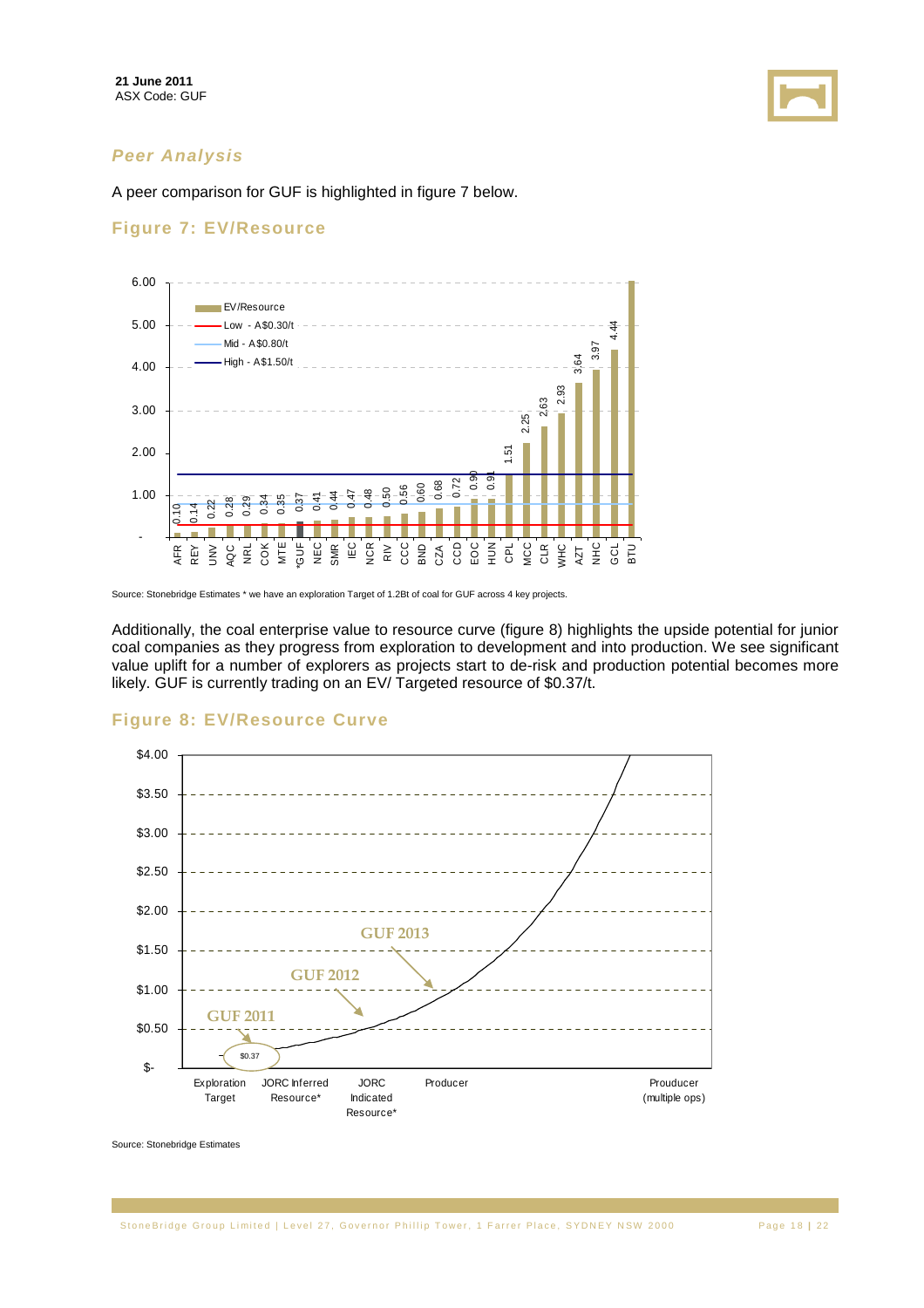## *Peer Analysis*

A peer comparison for GUF is highlighted in figure 7 below.

### Figure 7: EV/Resource

Source: Stonebridge Estimates * we have an exploration Target of 1.2Bt of coal for GUF across 4 key projects.

Additionally, the coal enterprise value to resource curve (figure 8) highlights the upside potential for junior coal companies as they progress from exploration to development and into production. We see significant value uplift for a number of explorers as projects start to de-risk and production potential becomes more likely. GUF is currently trading on an EV/ Targeted resource of $0.37/t.

### Figure 8: EV/Resource Curve

Source: Stonebridge Estimates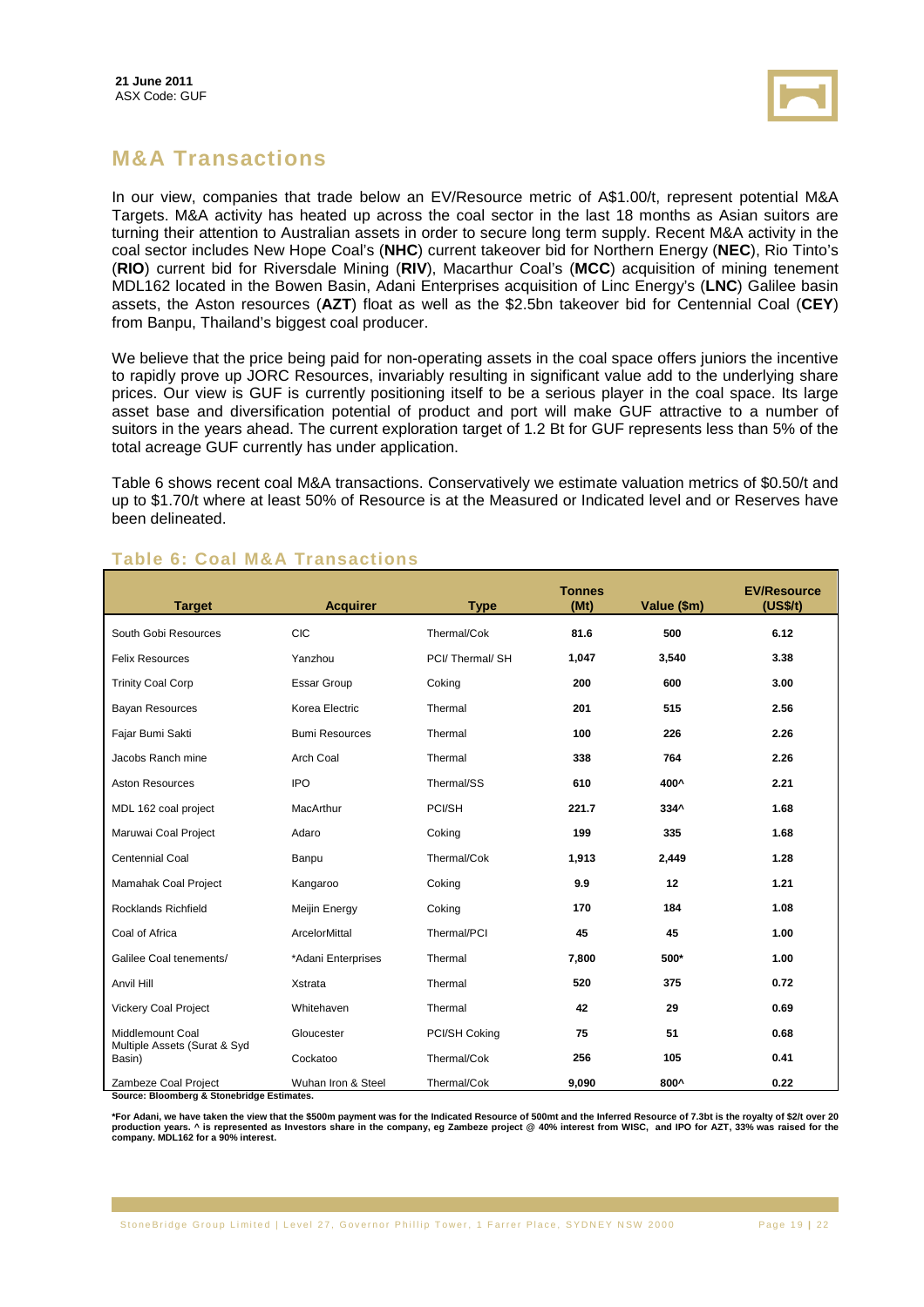**21 June 2011**
ASX Code: GUF

## M&A Transactions

In our view, companies that trade below an EV/Resource metric of A$1.00/t, represent potential M&A Targets. M&A activity has heated up across the coal sector in the last 18 months as Asian suitors are turning their attention to Australian assets in order to secure long term supply. Recent M&A activity in the coal sector includes New Hope Coal's (**NHC**) current takeover bid for Northern Energy (**NEC**), Rio Tinto's (**RIO**) current bid for Riversdale Mining (**RIV**), Macarthur Coal's (**MCC**) acquisition of mining tenement MDL162 located in the Bowen Basin, Adani Enterprises acquisition of Linc Energy's (**LNC**) Galilee basin assets, the Aston resources (**AZT**) float as well as the $2.5bn takeover bid for Centennial Coal (**CEY**) from Banpu, Thailand's biggest coal producer.

We believe that the price being paid for non-operating assets in the coal space offers juniors the incentive to rapidly prove up JORC Resources, invariably resulting in significant value add to the underlying share prices. Our view is GUF is currently positioning itself to be a serious player in the coal space. Its large asset base and diversification potential of product and port will make GUF attractive to a number of suitors in the years ahead. The current exploration target of 1.2 Bt for GUF represents less than 5% of the total acreage GUF currently has under application.

Table 6 shows recent coal M&A transactions. Conservatively we estimate valuation metrics of $0.50/t and up to $1.70/t where at least 50% of Resource is at the Measured or Indicated level and or Reserves have been delineated.

### Table 6: Coal M&A Transactions

| Target | Acquirer | Type | Tonnes (Mt) | Value ($m) | EV/Resource (US$/t) |
|---|---|---|---|---|---|
| South Gobi Resources | CIC | Thermal/Cok | 81.6 | 500 | 6.12 |
| Felix Resources | Yanzhou | PCI/ Thermal/ SH | 1,047 | 3,540 | 3.38 |
| Trinity Coal Corp | Essar Group | Coking | 200 | 600 | 3.00 |
| Bayan Resources | Korea Electric | Thermal | 201 | 515 | 2.56 |
| Fajar Bumi Sakti | Bumi Resources | Thermal | 100 | 226 | 2.26 |
| Jacobs Ranch mine | Arch Coal | Thermal | 338 | 764 | 2.26 |
| Aston Resources | IPO | Thermal/SS | 610 | 400^ | 2.21 |
| MDL 162 coal project | MacArthur | PCI/SH | 221.7 | 334^ | 1.68 |
| Maruwai Coal Project | Adaro | Coking | 199 | 335 | 1.68 |
| Centennial Coal | Banpu | Thermal/Cok | 1,913 | 2,449 | 1.28 |
| Mamahak Coal Project | Kangaroo | Coking | 9.9 | 12 | 1.21 |
| Rocklands Richfield | Meijin Energy | Coking | 170 | 184 | 1.08 |
| Coal of Africa | ArcelorMittal | Thermal/PCI | 45 | 45 | 1.00 |
| Galilee Coal tenements/ | *Adani Enterprises | Thermal | 7,800 | 500* | 1.00 |
| Anvil Hill | Xstrata | Thermal | 520 | 375 | 0.72 |
| Vickery Coal Project | Whitehaven | Thermal | 42 | 29 | 0.69 |
| Middlemount Coal | Gloucester | PCI/SH Coking | 75 | 51 | 0.68 |
| Multiple Assets (Surat & Syd Basin) | Cockatoo | Thermal/Cok | 256 | 105 | 0.41 |
| Zambeze Coal Project | Wuhan Iron & Steel | Thermal/Cok | 9,090 | 800^ | 0.22 |

**Source: Bloomberg & Stonebridge Estimates.**

**\*For Adani, we have taken the view that the $500m payment was for the Indicated Resource of 500mt and the Inferred Resource of 7.3bt is the royalty of $2/t over 20 production years. ^ is represented as Investors share in the company, eg Zambeze project @ 40% interest from WISC, and IPO for AZT, 33% was raised for the company. MDL162 for a 90% interest.**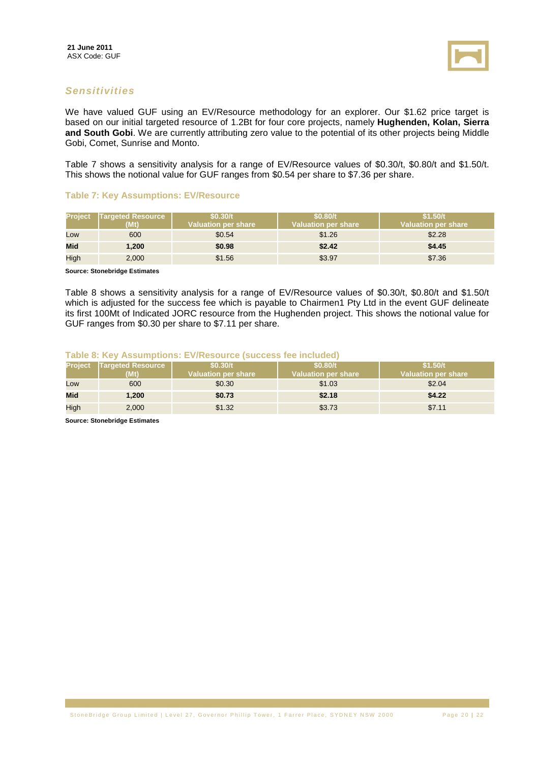## *Sensitivities*

We have valued GUF using an EV/Resource methodology for an explorer. Our $1.62 price target is based on our initial targeted resource of 1.2Bt for four core projects, namely **Hughenden, Kolan, Sierra and South Gobi**. We are currently attributing zero value to the potential of its other projects being Middle Gobi, Comet, Sunrise and Monto.

Table 7 shows a sensitivity analysis for a range of EV/Resource values of $0.30/t, $0.80/t and $1.50/t. This shows the notional value for GUF ranges from $0.54 per share to $7.36 per share.

### Table 7: Key Assumptions: EV/Resource

| Project | Targeted Resource (Mt) | $0.30/t Valuation per share | $0.80/t Valuation per share | $1.50/t Valuation per share |
|---|---|---|---|---|
| Low | 600 | $0.54 | $1.26 | $2.28 |
| **Mid** | **1,200** | **$0.98** | **$2.42** | **$4.45** |
| High | 2,000 | $1.56 | $3.97 | $7.36 |

**Source: Stonebridge Estimates**

Table 8 shows a sensitivity analysis for a range of EV/Resource values of $0.30/t, $0.80/t and $1.50/t which is adjusted for the success fee which is payable to Chairmen1 Pty Ltd in the event GUF delineate its first 100Mt of Indicated JORC resource from the Hughenden project. This shows the notional value for GUF ranges from $0.30 per share to $7.11 per share.

### Table 8: Key Assumptions: EV/Resource (success fee included)

| Project | Targeted Resource (Mt) | $0.30/t Valuation per share | $0.80/t Valuation per share | $1.50/t Valuation per share |
|---|---|---|---|---|
| Low | 600 | $0.30 | $1.03 | $2.04 |
| **Mid** | **1,200** | **$0.73** | **$2.18** | **$4.22** |
| High | 2,000 | $1.32 | $3.73 | $7.11 |

**Source: Stonebridge Estimates**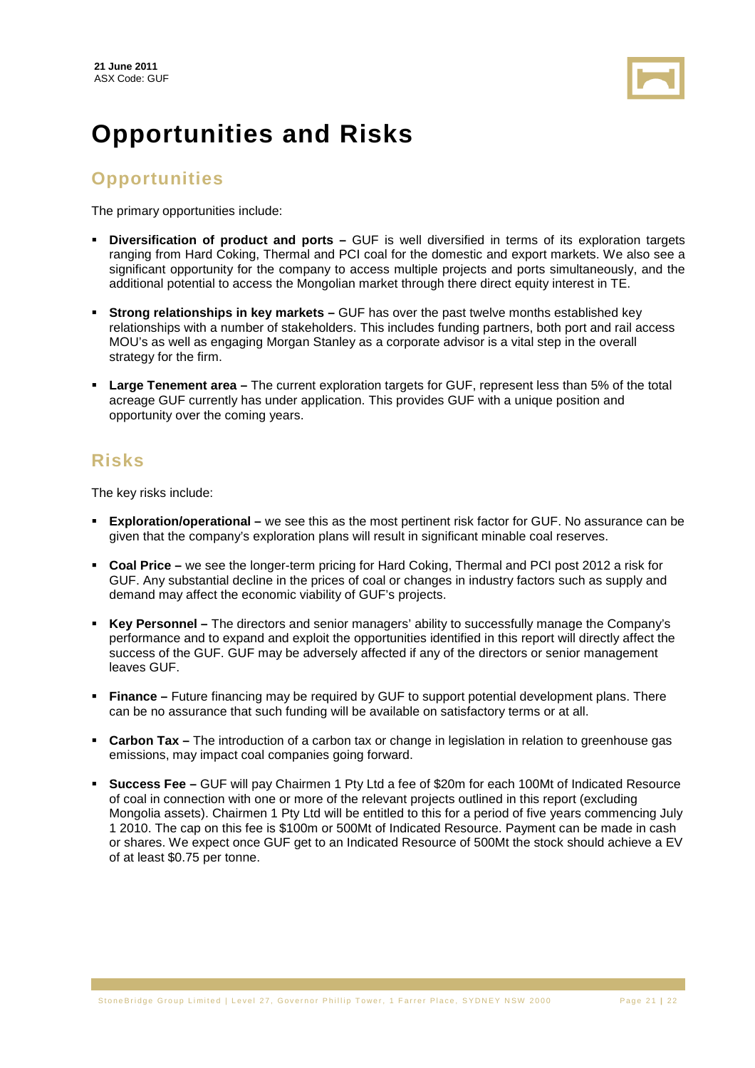# Opportunities and Risks

## Opportunities

The primary opportunities include:

- **Diversification of product and ports –** GUF is well diversified in terms of its exploration targets ranging from Hard Coking, Thermal and PCI coal for the domestic and export markets. We also see a significant opportunity for the company to access multiple projects and ports simultaneously, and the additional potential to access the Mongolian market through there direct equity interest in TE.
- **Strong relationships in key markets –** GUF has over the past twelve months established key relationships with a number of stakeholders. This includes funding partners, both port and rail access MOU's as well as engaging Morgan Stanley as a corporate advisor is a vital step in the overall strategy for the firm.
- **Large Tenement area –** The current exploration targets for GUF, represent less than 5% of the total acreage GUF currently has under application. This provides GUF with a unique position and opportunity over the coming years.

## Risks

The key risks include:

- **Exploration/operational –** we see this as the most pertinent risk factor for GUF. No assurance can be given that the company's exploration plans will result in significant minable coal reserves.
- **Coal Price –** we see the longer-term pricing for Hard Coking, Thermal and PCI post 2012 a risk for GUF. Any substantial decline in the prices of coal or changes in industry factors such as supply and demand may affect the economic viability of GUF's projects.
- **Key Personnel –** The directors and senior managers' ability to successfully manage the Company's performance and to expand and exploit the opportunities identified in this report will directly affect the success of the GUF. GUF may be adversely affected if any of the directors or senior management leaves GUF.
- **Finance –** Future financing may be required by GUF to support potential development plans. There can be no assurance that such funding will be available on satisfactory terms or at all.
- **Carbon Tax –** The introduction of a carbon tax or change in legislation in relation to greenhouse gas emissions, may impact coal companies going forward.
- **Success Fee –** GUF will pay Chairmen 1 Pty Ltd a fee of $20m for each 100Mt of Indicated Resource of coal in connection with one or more of the relevant projects outlined in this report (excluding Mongolia assets). Chairmen 1 Pty Ltd will be entitled to this for a period of five years commencing July 1 2010. The cap on this fee is $100m or 500Mt of Indicated Resource. Payment can be made in cash or shares. We expect once GUF get to an Indicated Resource of 500Mt the stock should achieve a EV of at least $0.75 per tonne.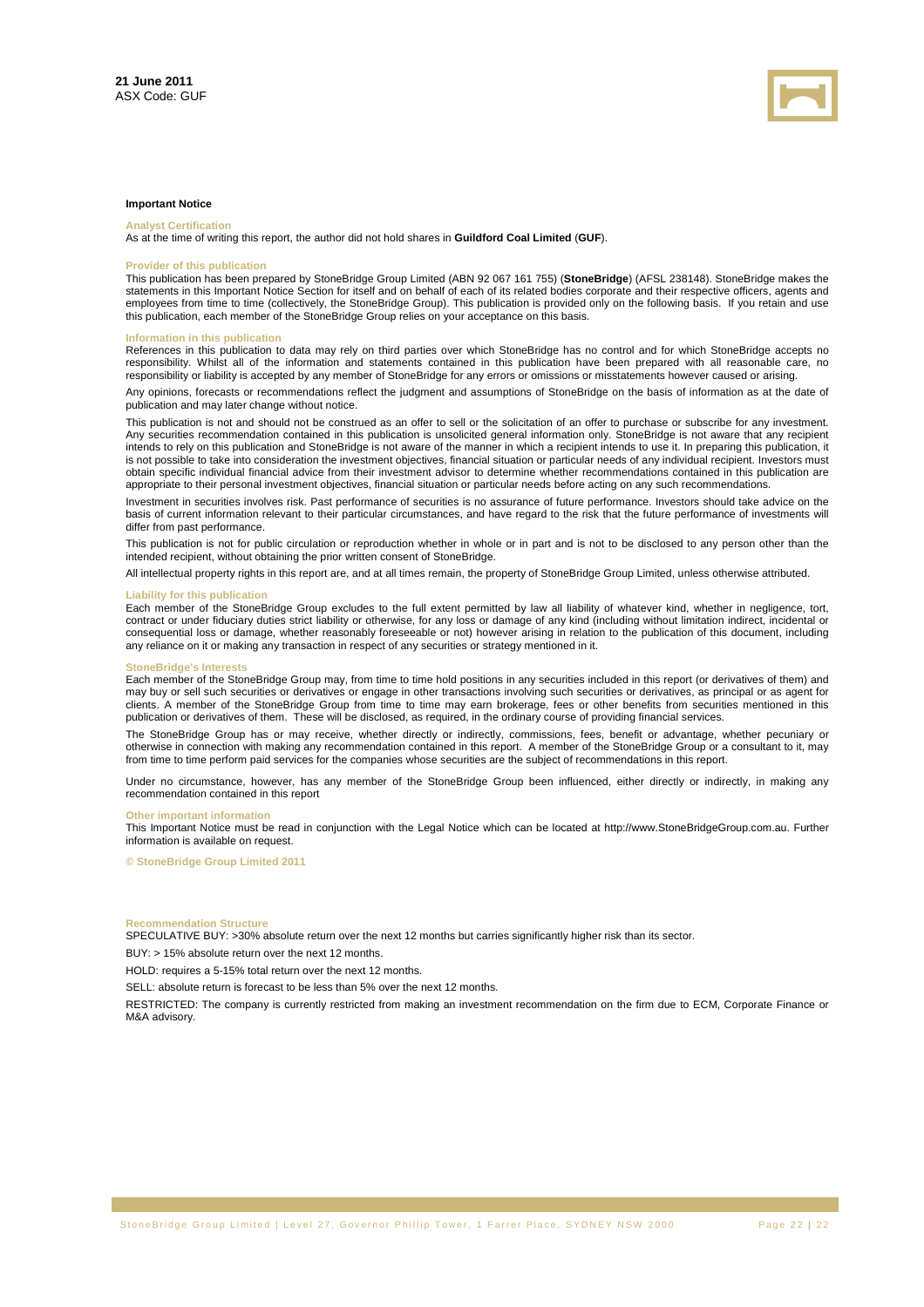**21 June 2011**
ASX Code: GUF

## Important Notice

### Analyst Certification

As at the time of writing this report, the author did not hold shares in **Guildford Coal Limited** (**GUF**).

### Provider of this publication

This publication has been prepared by StoneBridge Group Limited (ABN 92 067 161 755) (**StoneBridge**) (AFSL 238148). StoneBridge makes the statements in this Important Notice Section for itself and on behalf of each of its related bodies corporate and their respective officers, agents and employees from time to time (collectively, the StoneBridge Group). This publication is provided only on the following basis. If you retain and use this publication, each member of the StoneBridge Group relies on your acceptance on this basis.

### Information in this publication

References in this publication to data may rely on third parties over which StoneBridge has no control and for which StoneBridge accepts no responsibility. Whilst all of the information and statements contained in this publication have been prepared with all reasonable care, no responsibility or liability is accepted by any member of StoneBridge for any errors or omissions or misstatements however caused or arising.

Any opinions, forecasts or recommendations reflect the judgment and assumptions of StoneBridge on the basis of information as at the date of publication and may later change without notice.

This publication is not and should not be construed as an offer to sell or the solicitation of an offer to purchase or subscribe for any investment. Any securities recommendation contained in this publication is unsolicited general information only. StoneBridge is not aware that any recipient intends to rely on this publication and StoneBridge is not aware of the manner in which a recipient intends to use it. In preparing this publication, it is not possible to take into consideration the investment objectives, financial situation or particular needs of any individual recipient. Investors must obtain specific individual financial advice from their investment advisor to determine whether recommendations contained in this publication are appropriate to their personal investment objectives, financial situation or particular needs before acting on any such recommendations.

Investment in securities involves risk. Past performance of securities is no assurance of future performance. Investors should take advice on the basis of current information relevant to their particular circumstances, and have regard to the risk that the future performance of investments will differ from past performance.

This publication is not for public circulation or reproduction whether in whole or in part and is not to be disclosed to any person other than the intended recipient, without obtaining the prior written consent of StoneBridge.

All intellectual property rights in this report are, and at all times remain, the property of StoneBridge Group Limited, unless otherwise attributed.

### Liability for this publication

Each member of the StoneBridge Group excludes to the full extent permitted by law all liability of whatever kind, whether in negligence, tort, contract or under fiduciary duties strict liability or otherwise, for any loss or damage of any kind (including without limitation indirect, incidental or consequential loss or damage, whether reasonably foreseeable or not) however arising in relation to the publication of this document, including any reliance on it or making any transaction in respect of any securities or strategy mentioned in it.

### StoneBridge's Interests

Each member of the StoneBridge Group may, from time to time hold positions in any securities included in this report (or derivatives of them) and may buy or sell such securities or derivatives or engage in other transactions involving such securities or derivatives, as principal or as agent for clients. A member of the StoneBridge Group from time to time may earn brokerage, fees or other benefits from securities mentioned in this publication or derivatives of them. These will be disclosed, as required, in the ordinary course of providing financial services.

The StoneBridge Group has or may receive, whether directly or indirectly, commissions, fees, benefit or advantage, whether pecuniary or otherwise in connection with making any recommendation contained in this report. A member of the StoneBridge Group or a consultant to it, may from time to time perform paid services for the companies whose securities are the subject of recommendations in this report.

Under no circumstance, however, has any member of the StoneBridge Group been influenced, either directly or indirectly, in making any recommendation contained in this report

### Other important information

This Important Notice must be read in conjunction with the Legal Notice which can be located at http://www.StoneBridgeGroup.com.au. Further information is available on request.

**© StoneBridge Group Limited 2011**

### Recommendation Structure

SPECULATIVE BUY: >30% absolute return over the next 12 months but carries significantly higher risk than its sector.

BUY: > 15% absolute return over the next 12 months.

HOLD: requires a 5-15% total return over the next 12 months.

SELL: absolute return is forecast to be less than 5% over the next 12 months.

RESTRICTED: The company is currently restricted from making an investment recommendation on the firm due to ECM, Corporate Finance or M&A advisory.